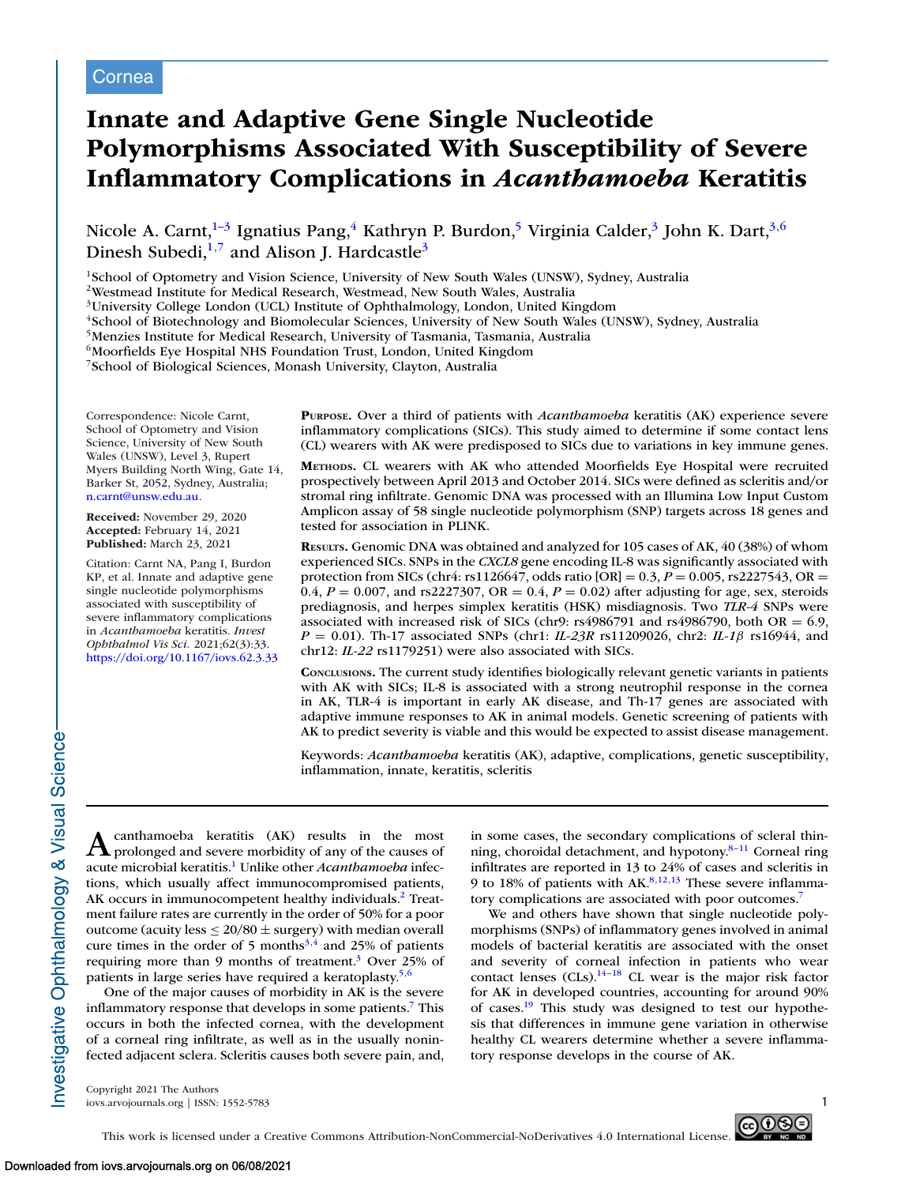Cornea

# Innate and Adaptive Gene Single Nucleotide Polymorphisms Associated With Susceptibility of Severe Inflammatory Complications in *Acanthamoeba* Keratitis

Nicole A. Carnt,[1–3] Ignatius Pang,[4] Kathryn P. Burdon,[5] Virginia Calder,[3] John K. Dart,[3,6] Dinesh Subedi,[1,7] and Alison J. Hardcastle[3]

[1]School of Optometry and Vision Science, University of New South Wales (UNSW), Sydney, Australia
[2]Westmead Institute for Medical Research, Westmead, New South Wales, Australia
[3]University College London (UCL) Institute of Ophthalmology, London, United Kingdom
[4]School of Biotechnology and Biomolecular Sciences, University of New South Wales (UNSW), Sydney, Australia
[5]Menzies Institute for Medical Research, University of Tasmania, Tasmania, Australia
[6]Moorfields Eye Hospital NHS Foundation Trust, London, United Kingdom
[7]School of Biological Sciences, Monash University, Clayton, Australia

Correspondence: Nicole Carnt, School of Optometry and Vision Science, University of New South Wales (UNSW), Level 3, Rupert Myers Building North Wing, Gate 14, Barker St, 2052, Sydney, Australia; n.carnt@unsw.edu.au.

**Received:** November 29, 2020
**Accepted:** February 14, 2021
**Published:** March 23, 2021

Citation: Carnt NA, Pang I, Burdon KP, et al. Innate and adaptive gene single nucleotide polymorphisms associated with susceptibility of severe inflammatory complications in *Acanthamoeba* keratitis. *Invest Ophthalmol Vis Sci.* 2021;62(3):33. https://doi.org/10.1167/iovs.62.3.33

**Purpose.** Over a third of patients with *Acanthamoeba* keratitis (AK) experience severe inflammatory complications (SICs). This study aimed to determine if some contact lens (CL) wearers with AK were predisposed to SICs due to variations in key immune genes.

**Methods.** CL wearers with AK who attended Moorfields Eye Hospital were recruited prospectively between April 2013 and October 2014. SICs were defined as scleritis and/or stromal ring infiltrate. Genomic DNA was processed with an Illumina Low Input Custom Amplicon assay of 58 single nucleotide polymorphism (SNP) targets across 18 genes and tested for association in PLINK.

**Results.** Genomic DNA was obtained and analyzed for 105 cases of AK, 40 (38%) of whom experienced SICs. SNPs in the *CXCL8* gene encoding IL-8 was significantly associated with protection from SICs (chr4: rs1126647, odds ratio [OR] = 0.3, $P = 0.005$, rs2227543, OR = 0.4, $P = 0.007$, and rs2227307, OR = 0.4, $P = 0.02$) after adjusting for age, sex, steroids prediagnosis, and herpes simplex keratitis (HSK) misdiagnosis. Two *TLR-4* SNPs were associated with increased risk of SICs (chr9: rs4986791 and rs4986790, both OR = 6.9, $P = 0.01$). Th-17 associated SNPs (chr1: *IL-23R* rs11209026, chr2: *IL-1β* rs16944, and chr12: *IL-22* rs1179251) were also associated with SICs.

**Conclusions.** The current study identifies biologically relevant genetic variants in patients with AK with SICs; IL-8 is associated with a strong neutrophil response in the cornea in AK, TLR-4 is important in early AK disease, and Th-17 genes are associated with adaptive immune responses to AK in animal models. Genetic screening of patients with AK to predict severity is viable and this would be expected to assist disease management.

Keywords: *Acanthamoeba* keratitis (AK), adaptive, complications, genetic susceptibility, inflammation, innate, keratitis, scleritis

*Acanthamoeba* keratitis (AK) results in the most prolonged and severe morbidity of any of the causes of acute microbial keratitis.[1] Unlike other *Acanthamoeba* infections, which usually affect immunocompromised patients, AK occurs in immunocompetent healthy individuals.[2] Treatment failure rates are currently in the order of 50% for a poor outcome (acuity less ≤ 20/80 ± surgery) with median overall cure times in the order of 5 months[3,4] and 25% of patients requiring more than 9 months of treatment.[3] Over 25% of patients in large series have required a keratoplasty.[5,6]

One of the major causes of morbidity in AK is the severe inflammatory response that develops in some patients.[7] This occurs in both the infected cornea, with the development of a corneal ring infiltrate, as well as in the usually noninfected adjacent sclera. Scleritis causes both severe pain, and, in some cases, the secondary complications of scleral thinning, choroidal detachment, and hypotony.[8–11] Corneal ring infiltrates are reported in 13 to 24% of cases and scleritis in 9 to 18% of patients with AK.[8,12,13] These severe inflammatory complications are associated with poor outcomes.[7]

We and others have shown that single nucleotide polymorphisms (SNPs) of inflammatory genes involved in animal models of bacterial keratitis are associated with the onset and severity of corneal infection in patients who wear contact lenses (CLs).[14–18] CL wear is the major risk factor for AK in developed countries, accounting for around 90% of cases.[19] This study was designed to test our hypothesis that differences in immune gene variation in otherwise healthy CL wearers determine whether a severe inflammatory response develops in the course of AK.

Copyright 2021 The Authors
iovs.arvojournals.org | ISSN: 1552-5783

This work is licensed under a Creative Commons Attribution-NonCommercial-NoDerivatives 4.0 International License.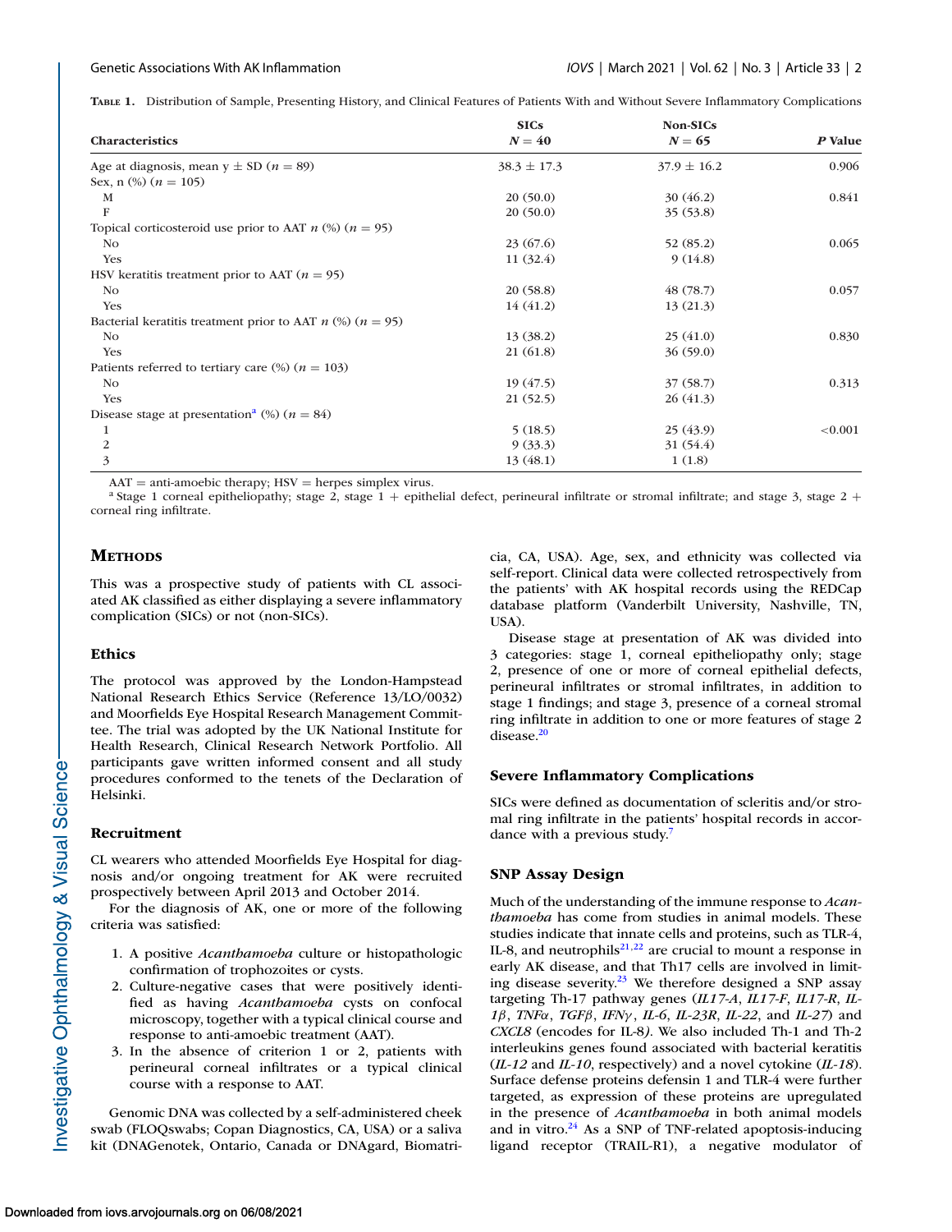**Table 1.** Distribution of Sample, Presenting History, and Clinical Features of Patients With and Without Severe Inflammatory Complications

| Characteristics | SICs $N = 40$ | Non-SICs $N = 65$ | *P* Value |
|---|---|---|---|
| Age at diagnosis, mean y ± SD ($n = 89$) | 38.3 ± 17.3 | 37.9 ± 16.2 | 0.906 |
| Sex, n (%) ($n = 105$) | | | |
| M | 20 (50.0) | 30 (46.2) | 0.841 |
| F | 20 (50.0) | 35 (53.8) | |
| Topical corticosteroid use prior to AAT *n* (%) ($n = 95$) | | | |
| No | 23 (67.6) | 52 (85.2) | 0.065 |
| Yes | 11 (32.4) | 9 (14.8) | |
| HSV keratitis treatment prior to AAT ($n = 95$) | | | |
| No | 20 (58.8) | 48 (78.7) | 0.057 |
| Yes | 14 (41.2) | 13 (21.3) | |
| Bacterial keratitis treatment prior to AAT *n* (%) ($n = 95$) | | | |
| No | 13 (38.2) | 25 (41.0) | 0.830 |
| Yes | 21 (61.8) | 36 (59.0) | |
| Patients referred to tertiary care (%) ($n = 103$) | | | |
| No | 19 (47.5) | 37 (58.7) | 0.313 |
| Yes | 21 (52.5) | 26 (41.3) | |
| Disease stage at presentation[a] (%) ($n = 84$) | | | |
| 1 | 5 (18.5) | 25 (43.9) | <0.001 |
| 2 | 9 (33.3) | 31 (54.4) | |
| 3 | 13 (48.1) | 1 (1.8) | |

AAT = anti-amoebic therapy; HSV = herpes simplex virus.

[a] Stage 1 corneal epitheliopathy; stage 2, stage 1 + epithelial defect, perineural infiltrate or stromal infiltrate; and stage 3, stage 2 + corneal ring infiltrate.

## Methods

This was a prospective study of patients with CL associated AK classified as either displaying a severe inflammatory complication (SICs) or not (non-SICs).

### Ethics

The protocol was approved by the London-Hampstead National Research Ethics Service (Reference 13/LO/0032) and Moorfields Eye Hospital Research Management Committee. The trial was adopted by the UK National Institute for Health Research, Clinical Research Network Portfolio. All participants gave written informed consent and all study procedures conformed to the tenets of the Declaration of Helsinki.

### Recruitment

CL wearers who attended Moorfields Eye Hospital for diagnosis and/or ongoing treatment for AK were recruited prospectively between April 2013 and October 2014.

For the diagnosis of AK, one or more of the following criteria was satisfied:

1. A positive *Acanthamoeba* culture or histopathologic confirmation of trophozoites or cysts.
2. Culture-negative cases that were positively identified as having *Acanthamoeba* cysts on confocal microscopy, together with a typical clinical course and response to anti-amoebic treatment (AAT).
3. In the absence of criterion 1 or 2, patients with perineural corneal infiltrates or a typical clinical course with a response to AAT.

Genomic DNA was collected by a self-administered cheek swab (FLOQswabs; Copan Diagnostics, CA, USA) or a saliva kit (DNAGenotek, Ontario, Canada or DNAgard, Biomatricia, CA, USA). Age, sex, and ethnicity was collected via self-report. Clinical data were collected retrospectively from the patients' with AK hospital records using the REDCap database platform (Vanderbilt University, Nashville, TN, USA).

Disease stage at presentation of AK was divided into 3 categories: stage 1, corneal epitheliopathy only; stage 2, presence of one or more of corneal epithelial defects, perineural infiltrates or stromal infiltrates, in addition to stage 1 findings; and stage 3, presence of a corneal stromal ring infiltrate in addition to one or more features of stage 2 disease.[20]

### Severe Inflammatory Complications

SICs were defined as documentation of scleritis and/or stromal ring infiltrate in the patients' hospital records in accordance with a previous study.[7]

### SNP Assay Design

Much of the understanding of the immune response to *Acanthamoeba* has come from studies in animal models. These studies indicate that innate cells and proteins, such as TLR-4, IL-8, and neutrophils[21,22] are crucial to mount a response in early AK disease, and that Th17 cells are involved in limiting disease severity.[23] We therefore designed a SNP assay targeting Th-17 pathway genes (*IL17-A*, *IL17-F*, *IL17-R*, *IL-1β*, *TNFα*, *TGFβ*, *IFNγ*, *IL-6*, *IL-23R*, *IL-22*, and *IL-27*) and *CXCL8* (encodes for IL-8). We also included Th-1 and Th-2 interleukins genes found associated with bacterial keratitis (*IL-12* and *IL-10*, respectively) and a novel cytokine (*IL-18*). Surface defense proteins defensin 1 and TLR-4 were further targeted, as expression of these proteins are upregulated in the presence of *Acanthamoeba* in both animal models and in vitro.[24] As a SNP of TNF-related apoptosis-inducing ligand receptor (TRAIL-R1), a negative modulator of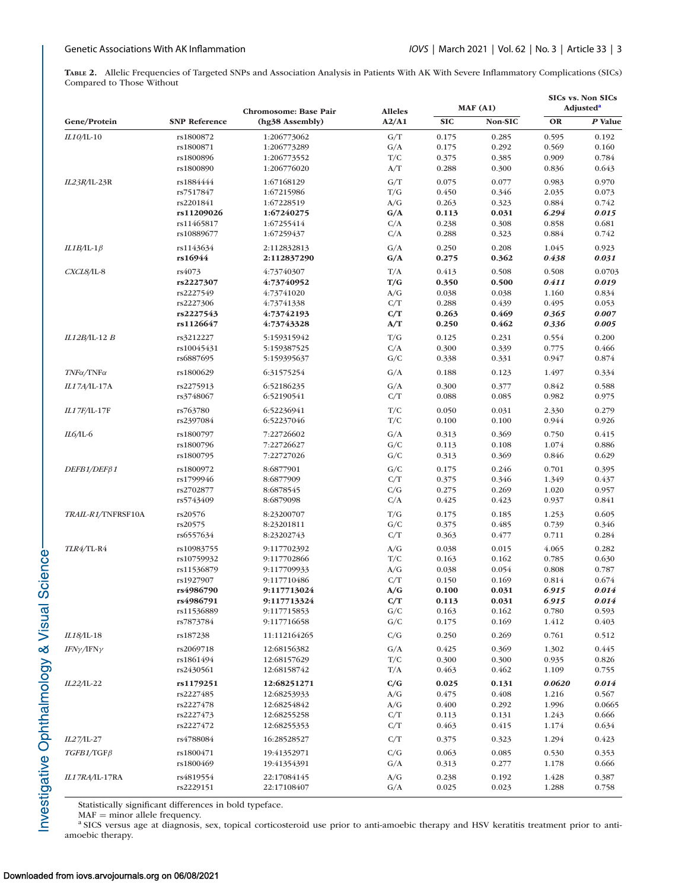**Table 2.** Allelic Frequencies of Targeted SNPs and Association Analysis in Patients With AK With Severe Inflammatory Complications (SICs) Compared to Those Without

| Gene/Protein | SNP Reference | Chromosome: Base Pair (hg38 Assembly) | Alleles A2/A1 | MAF (A1) | | SICs vs. Non SICs Adjusted[a] | |
|---|---|---|---|---|---|---|---|
| | | | | SIC | Non-SIC | OR | *P* Value |
| *IL10*/IL-10 | rs1800872 | 1:206773062 | G/T | 0.175 | 0.285 | 0.595 | 0.192 |
| | rs1800871 | 1:206773289 | G/A | 0.175 | 0.292 | 0.569 | 0.160 |
| | rs1800896 | 1:206773552 | T/C | 0.375 | 0.385 | 0.909 | 0.784 |
| | rs1800890 | 1:206776020 | A/T | 0.288 | 0.300 | 0.836 | 0.643 |
| *IL23R*/IL-23R | rs1884444 | 1:67168129 | G/T | 0.075 | 0.077 | 0.983 | 0.970 |
| | rs7517847 | 1:67215986 | T/G | 0.450 | 0.346 | 2.035 | 0.073 |
| | rs2201841 | 1:67228519 | A/G | 0.263 | 0.323 | 0.884 | 0.742 |
| | **rs11209026** | **1:67240275** | **G/A** | **0.113** | **0.031** | ***6.294*** | ***0.015*** |
| | rs11465817 | 1:67255414 | C/A | 0.238 | 0.308 | 0.858 | 0.681 |
| | rs10889677 | 1:67259437 | C/A | 0.288 | 0.323 | 0.884 | 0.742 |
| *IL1B*/IL-1β | rs1143634 | 2:112832813 | G/A | 0.250 | 0.208 | 1.045 | 0.923 |
| | **rs16944** | **2:112837290** | **G/A** | **0.275** | **0.362** | ***0.438*** | ***0.031*** |
| *CXCL8*/IL-8 | rs4073 | 4:73740307 | T/A | 0.413 | 0.508 | 0.508 | 0.0703 |
| | **rs2227307** | **4:73740952** | **T/G** | **0.350** | **0.500** | ***0.411*** | ***0.019*** |
| | rs2227549 | 4:73741020 | A/G | 0.038 | 0.038 | 1.160 | 0.834 |
| | rs2227306 | 4:73741338 | C/T | 0.288 | 0.439 | 0.495 | 0.053 |
| | **rs2227543** | **4:73742193** | **C/T** | **0.263** | **0.469** | ***0.365*** | ***0.007*** |
| | **rs1126647** | **4:73743328** | **A/T** | **0.250** | **0.462** | ***0.336*** | ***0.005*** |
| *IL12B*/IL-12 B | rs3212227 | 5:159315942 | T/G | 0.125 | 0.231 | 0.554 | 0.200 |
| | rs10045431 | 5:159387525 | C/A | 0.300 | 0.339 | 0.775 | 0.466 |
| | rs6887695 | 5:159395637 | G/C | 0.338 | 0.331 | 0.947 | 0.874 |
| *TNFα*/TNFα | rs1800629 | 6:31575254 | G/A | 0.188 | 0.123 | 1.497 | 0.334 |
| *IL17A*/IL-17A | rs2275913 | 6:52186235 | G/A | 0.300 | 0.377 | 0.842 | 0.588 |
| | rs3748067 | 6:52190541 | C/T | 0.088 | 0.085 | 0.982 | 0.975 |
| *IL17F*/IL-17F | rs763780 | 6:52236941 | T/C | 0.050 | 0.031 | 2.330 | 0.279 |
| | rs2397084 | 6:52237046 | T/C | 0.100 | 0.100 | 0.944 | 0.926 |
| *IL6*/IL-6 | rs1800797 | 7:22726602 | G/A | 0.313 | 0.369 | 0.750 | 0.415 |
| | rs1800796 | 7:22726627 | G/C | 0.113 | 0.108 | 1.074 | 0.886 |
| | rs1800795 | 7:22727026 | G/C | 0.313 | 0.369 | 0.846 | 0.629 |
| *DEFB1*/*DEFβ1* | rs1800972 | 8:6877901 | G/C | 0.175 | 0.246 | 0.701 | 0.395 |
| | rs1799946 | 8:6877909 | C/T | 0.375 | 0.346 | 1.349 | 0.437 |
| | rs2702877 | 8:6878545 | C/G | 0.275 | 0.269 | 1.020 | 0.957 |
| | rs5743409 | 8:6879098 | C/A | 0.425 | 0.423 | 0.937 | 0.841 |
| *TRAIL-R1*/TNFRSF10A | rs20576 | 8:23200707 | T/G | 0.175 | 0.185 | 1.253 | 0.605 |
| | rs20575 | 8:23201811 | G/C | 0.375 | 0.485 | 0.739 | 0.346 |
| | rs6557634 | 8:23202743 | C/T | 0.363 | 0.477 | 0.711 | 0.284 |
| *TLR4*/TL-R4 | rs10983755 | 9:117702392 | A/G | 0.038 | 0.015 | 4.065 | 0.282 |
| | rs10759932 | 9:117702866 | T/C | 0.163 | 0.162 | 0.785 | 0.630 |
| | rs11536879 | 9:117709933 | A/G | 0.038 | 0.054 | 0.808 | 0.787 |
| | rs1927907 | 9:117710486 | C/T | 0.150 | 0.169 | 0.814 | 0.674 |
| | **rs4986790** | **9:117713024** | **A/G** | **0.100** | **0.031** | ***6.915*** | ***0.014*** |
| | **rs4986791** | **9:117713324** | **C/T** | **0.113** | **0.031** | ***6.915*** | ***0.014*** |
| | rs11536889 | 9:117715853 | G/C | 0.163 | 0.162 | 0.780 | 0.593 |
| | rs7873784 | 9:117716658 | G/C | 0.175 | 0.169 | 1.412 | 0.403 |
| *IL18*/IL-18 | rs187238 | 11:112164265 | C/G | 0.250 | 0.269 | 0.761 | 0.512 |
| *IFNγ*/IFNγ | rs2069718 | 12:68156382 | G/A | 0.425 | 0.369 | 1.302 | 0.445 |
| | rs1861494 | 12:68157629 | T/C | 0.300 | 0.300 | 0.935 | 0.826 |
| | rs2430561 | 12:68158742 | T/A | 0.463 | 0.462 | 1.109 | 0.755 |
| *IL22*/IL-22 | **rs1179251** | **12:68251271** | **C/G** | **0.025** | **0.131** | ***0.0620*** | ***0.014*** |
| | rs2227485 | 12:68253933 | A/G | 0.475 | 0.408 | 1.216 | 0.567 |
| | rs2227478 | 12:68254842 | A/G | 0.400 | 0.292 | 1.996 | 0.0665 |
| | rs2227473 | 12:68255258 | C/T | 0.113 | 0.131 | 1.243 | 0.666 |
| | rs2227472 | 12:68255353 | C/T | 0.463 | 0.415 | 1.174 | 0.634 |
| *IL27*/IL-27 | rs4788084 | 16:28528527 | C/T | 0.375 | 0.323 | 1.294 | 0.423 |
| *TGFB1*/TGFβ | rs1800471 | 19:41352971 | C/G | 0.063 | 0.085 | 0.530 | 0.353 |
| | rs1800469 | 19:41354391 | G/A | 0.313 | 0.277 | 1.178 | 0.666 |
| *IL17RA*/IL-17RA | rs4819554 | 22:17084145 | A/G | 0.238 | 0.192 | 1.428 | 0.387 |
| | rs2229151 | 22:17108407 | G/A | 0.025 | 0.023 | 1.288 | 0.758 |

Statistically significant differences in bold typeface.

MAF = minor allele frequency.

[a] SICS versus age at diagnosis, sex, topical corticosteroid use prior to anti-amoebic therapy and HSV keratitis treatment prior to anti-amoebic therapy.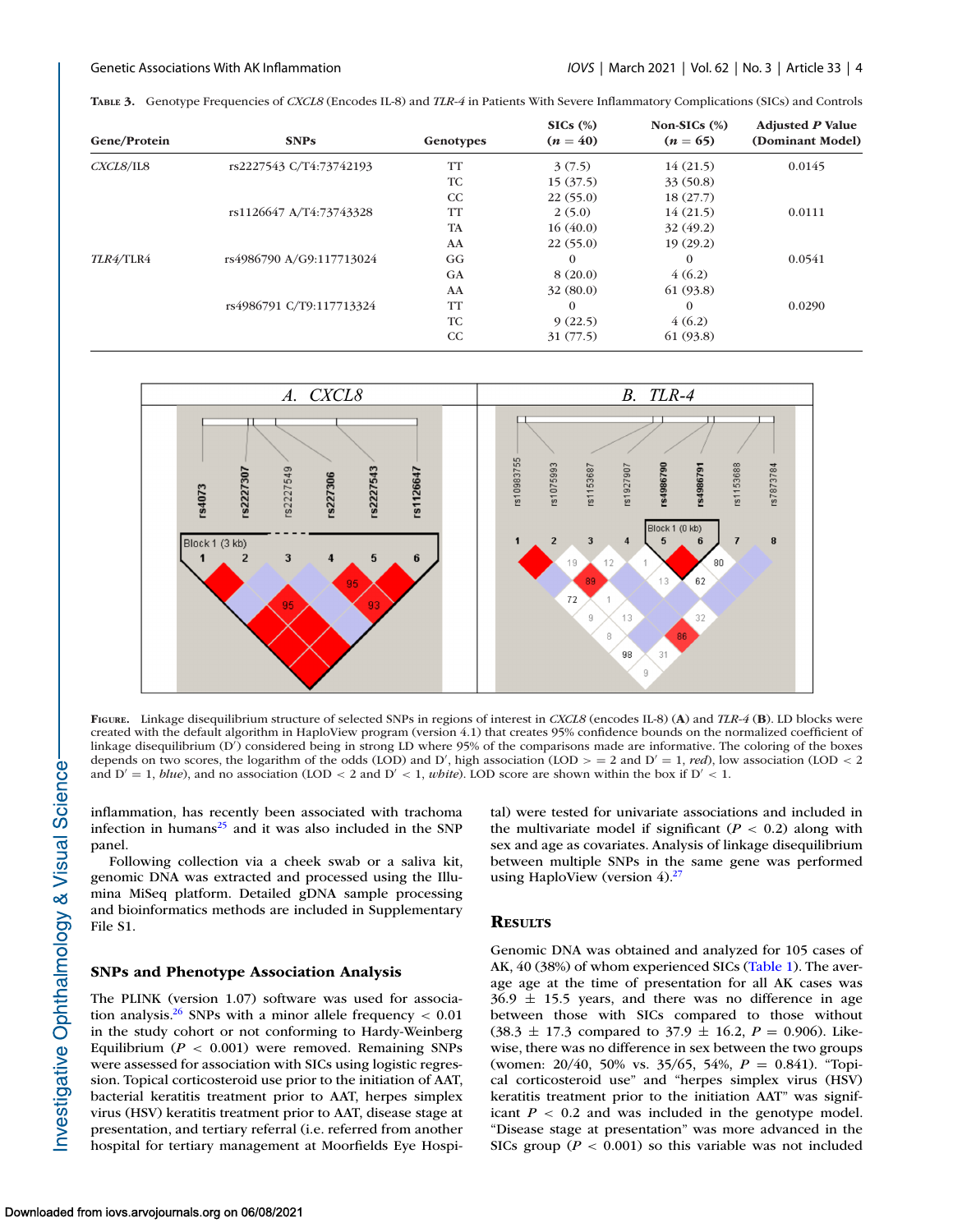**Table 3.** Genotype Frequencies of *CXCL8* (Encodes IL-8) and *TLR-4* in Patients With Severe Inflammatory Complications (SICs) and Controls

| Gene/Protein | SNPs | Genotypes | SICs (%) ($n$ = 40) | Non-SICs (%) ($n$ = 65) | Adjusted *P* Value (Dominant Model) |
|---|---|---|---|---|---|
| *CXCL8*/IL8 | rs2227543 C/T4:73742193 | TT | 3 (7.5) | 14 (21.5) | 0.0145 |
| | | TC | 15 (37.5) | 33 (50.8) | |
| | | CC | 22 (55.0) | 18 (27.7) | |
| | rs1126647 A/T4:73743328 | TT | 2 (5.0) | 14 (21.5) | 0.0111 |
| | | TA | 16 (40.0) | 32 (49.2) | |
| | | AA | 22 (55.0) | 19 (29.2) | |
| *TLR4*/TLR4 | rs4986790 A/G9:117713024 | GG | 0 | 0 | 0.0541 |
| | | GA | 8 (20.0) | 4 (6.2) | |
| | | AA | 32 (80.0) | 61 (93.8) | |
| | rs4986791 C/T9:117713324 | TT | 0 | 0 | 0.0290 |
| | | TC | 9 (22.5) | 4 (6.2) | |
| | | CC | 31 (77.5) | 61 (93.8) | |

**Figure.** Linkage disequilibrium structure of selected SNPs in regions of interest in *CXCL8* (encodes IL-8) (**A**) and *TLR-4* (**B**). LD blocks were created with the default algorithm in HaploView program (version 4.1) that creates 95% confidence bounds on the normalized coefficient of linkage disequilibrium (D′) considered being in strong LD where 95% of the comparisons made are informative. The coloring of the boxes depends on two scores, the logarithm of the odds (LOD) and D′, high association (LOD > = 2 and D′ = 1, *red*), low association (LOD < 2 and D′ = 1, *blue*), and no association (LOD < 2 and D′ < 1, *white*). LOD score are shown within the box if D′ < 1.

inflammation, has recently been associated with trachoma infection in humans[25] and it was also included in the SNP panel.

Following collection via a cheek swab or a saliva kit, genomic DNA was extracted and processed using the Illumina MiSeq platform. Detailed gDNA sample processing and bioinformatics methods are included in Supplementary File S1.

### SNPs and Phenotype Association Analysis

The PLINK (version 1.07) software was used for association analysis.[26] SNPs with a minor allele frequency < 0.01 in the study cohort or not conforming to Hardy-Weinberg Equilibrium ($P$ < 0.001) were removed. Remaining SNPs were assessed for association with SICs using logistic regression. Topical corticosteroid use prior to the initiation of AAT, bacterial keratitis treatment prior to AAT, herpes simplex virus (HSV) keratitis treatment prior to AAT, disease stage at presentation, and tertiary referral (i.e. referred from another hospital for tertiary management at Moorfields Eye Hospital) were tested for univariate associations and included in the multivariate model if significant ($P$ < 0.2) along with sex and age as covariates. Analysis of linkage disequilibrium between multiple SNPs in the same gene was performed using HaploView (version 4).[27]

## Results

Genomic DNA was obtained and analyzed for 105 cases of AK, 40 (38%) of whom experienced SICs (Table 1). The average age at the time of presentation for all AK cases was 36.9 ± 15.5 years, and there was no difference in age between those with SICs compared to those without (38.3 ± 17.3 compared to 37.9 ± 16.2, $P$ = 0.906). Likewise, there was no difference in sex between the two groups (women: 20/40, 50% vs. 35/65, 54%, $P$ = 0.841). "Topical corticosteroid use" and "herpes simplex virus (HSV) keratitis treatment prior to the initiation AAT" was significant $P$ < 0.2 and was included in the genotype model. "Disease stage at presentation" was more advanced in the SICs group ($P$ < 0.001) so this variable was not included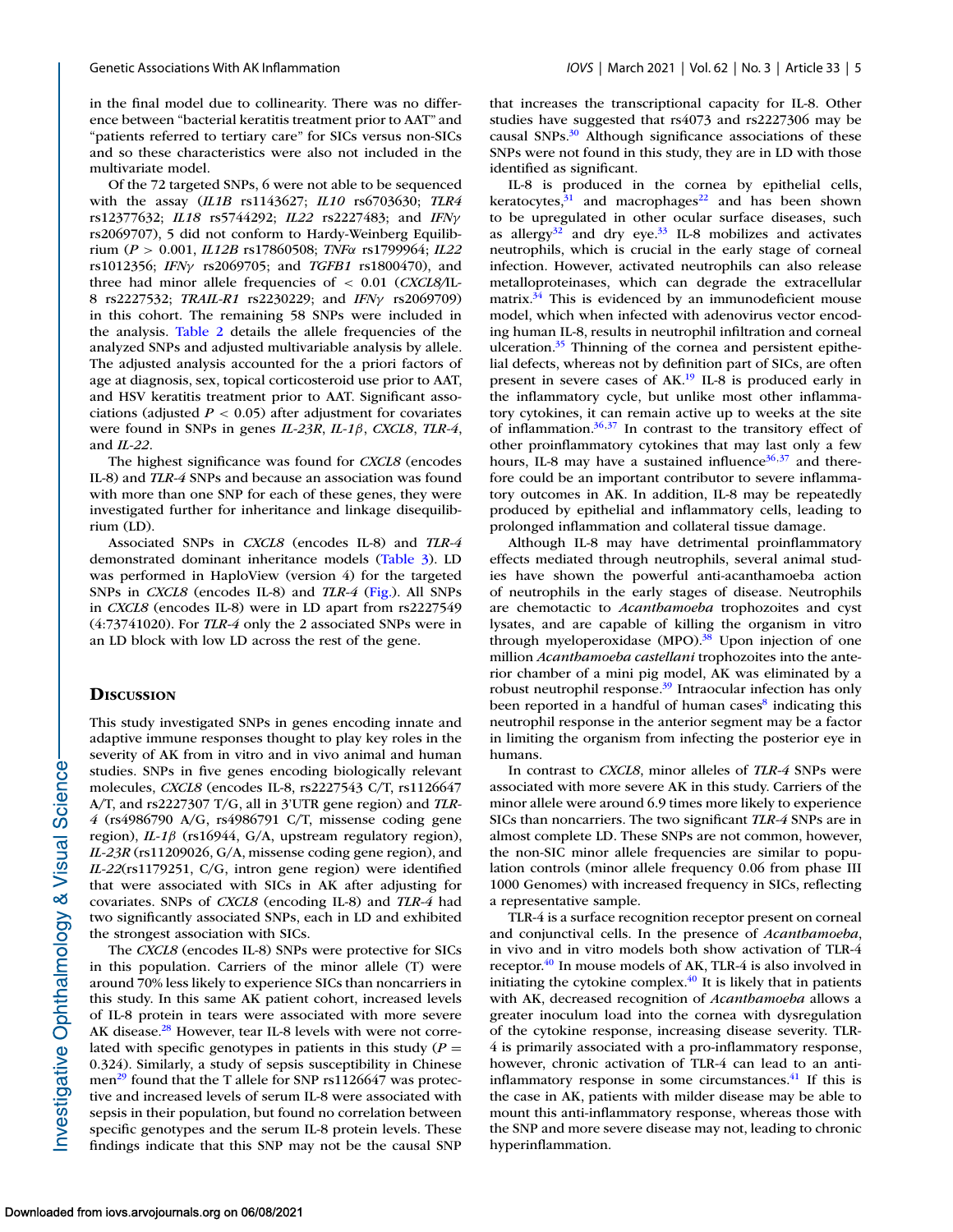in the final model due to collinearity. There was no difference between "bacterial keratitis treatment prior to AAT" and "patients referred to tertiary care" for SICs versus non-SICs and so these characteristics were also not included in the multivariate model.

Of the 72 targeted SNPs, 6 were not able to be sequenced with the assay (*IL1B* rs1143627; *IL10* rs6703630; *TLR4* rs12377632; *IL18* rs5744292; *IL22* rs2227483; and *IFNγ* rs2069707), 5 did not conform to Hardy-Weinberg Equilibrium ($P > 0.001$, *IL12B* rs17860508; *TNFα* rs1799964; *IL22* rs1012356; *IFNγ* rs2069705; and *TGFB1* rs1800470), and three had minor allele frequencies of $< 0.01$ (*CXCL8/*IL-8 rs2227532; *TRAIL-R1* rs2230229; and *IFNγ* rs2069709) in this cohort. The remaining 58 SNPs were included in the analysis. Table 2 details the allele frequencies of the analyzed SNPs and adjusted multivariable analysis by allele. The adjusted analysis accounted for the a priori factors of age at diagnosis, sex, topical corticosteroid use prior to AAT, and HSV keratitis treatment prior to AAT. Significant associations (adjusted $P < 0.05$) after adjustment for covariates were found in SNPs in genes *IL-23R*, *IL-1β*, *CXCL8*, *TLR-4*, and *IL-22*.

The highest significance was found for *CXCL8* (encodes IL-8) and *TLR-4* SNPs and because an association was found with more than one SNP for each of these genes, they were investigated further for inheritance and linkage disequilibrium (LD).

Associated SNPs in *CXCL8* (encodes IL-8) and *TLR-4* demonstrated dominant inheritance models (Table 3). LD was performed in HaploView (version 4) for the targeted SNPs in *CXCL8* (encodes IL-8) and *TLR-4* (Fig.). All SNPs in *CXCL8* (encodes IL-8) were in LD apart from rs2227549 (4:73741020). For *TLR-4* only the 2 associated SNPs were in an LD block with low LD across the rest of the gene.

## Discussion

This study investigated SNPs in genes encoding innate and adaptive immune responses thought to play key roles in the severity of AK from in vitro and in vivo animal and human studies. SNPs in five genes encoding biologically relevant molecules, *CXCL8* (encodes IL-8, rs2227543 C/T, rs1126647 A/T, and rs2227307 T/G, all in 3′UTR gene region) and *TLR-4* (rs4986790 A/G, rs4986791 C/T, missense coding gene region), *IL-1β* (rs16944, G/A, upstream regulatory region), *IL-23R* (rs11209026, G/A, missense coding gene region), and *IL-22*(rs1179251, C/G, intron gene region) were identified that were associated with SICs in AK after adjusting for covariates. SNPs of *CXCL8* (encoding IL-8) and *TLR-4* had two significantly associated SNPs, each in LD and exhibited the strongest association with SICs.

The *CXCL8* (encodes IL-8) SNPs were protective for SICs in this population. Carriers of the minor allele (T) were around 70% less likely to experience SICs than noncarriers in this study. In this same AK patient cohort, increased levels of IL-8 protein in tears were associated with more severe AK disease.[28] However, tear IL-8 levels with were not correlated with specific genotypes in patients in this study ($P = 0.324$). Similarly, a study of sepsis susceptibility in Chinese men[29] found that the T allele for SNP rs1126647 was protective and increased levels of serum IL-8 were associated with sepsis in their population, but found no correlation between specific genotypes and the serum IL-8 protein levels. These findings indicate that this SNP may not be the causal SNP that increases the transcriptional capacity for IL-8. Other studies have suggested that rs4073 and rs2227306 may be causal SNPs.[30] Although significance associations of these SNPs were not found in this study, they are in LD with those identified as significant.

IL-8 is produced in the cornea by epithelial cells, keratocytes,[31] and macrophages[22] and has been shown to be upregulated in other ocular surface diseases, such as allergy[32] and dry eye.[33] IL-8 mobilizes and activates neutrophils, which is crucial in the early stage of corneal infection. However, activated neutrophils can also release metalloproteinases, which can degrade the extracellular matrix.[34] This is evidenced by an immunodeficient mouse model, which when infected with adenovirus vector encoding human IL-8, results in neutrophil infiltration and corneal ulceration.[35] Thinning of the cornea and persistent epithelial defects, whereas not by definition part of SICs, are often present in severe cases of AK.[19] IL-8 is produced early in the inflammatory cycle, but unlike most other inflammatory cytokines, it can remain active up to weeks at the site of inflammation.[36,37] In contrast to the transitory effect of other proinflammatory cytokines that may last only a few hours, IL-8 may have a sustained influence[36,37] and therefore could be an important contributor to severe inflammatory outcomes in AK. In addition, IL-8 may be repeatedly produced by epithelial and inflammatory cells, leading to prolonged inflammation and collateral tissue damage.

Although IL-8 may have detrimental proinflammatory effects mediated through neutrophils, several animal studies have shown the powerful anti-acanthamoeba action of neutrophils in the early stages of disease. Neutrophils are chemotactic to *Acanthamoeba* trophozoites and cyst lysates, and are capable of killing the organism in vitro through myeloperoxidase (MPO).[38] Upon injection of one million *Acanthamoeba castellani* trophozoites into the anterior chamber of a mini pig model, AK was eliminated by a robust neutrophil response.[39] Intraocular infection has only been reported in a handful of human cases[8] indicating this neutrophil response in the anterior segment may be a factor in limiting the organism from infecting the posterior eye in humans.

In contrast to *CXCL8*, minor alleles of *TLR-4* SNPs were associated with more severe AK in this study. Carriers of the minor allele were around 6.9 times more likely to experience SICs than noncarriers. The two significant *TLR-4* SNPs are in almost complete LD. These SNPs are not common, however, the non-SIC minor allele frequencies are similar to population controls (minor allele frequency 0.06 from phase III 1000 Genomes) with increased frequency in SICs, reflecting a representative sample.

TLR-4 is a surface recognition receptor present on corneal and conjunctival cells. In the presence of *Acanthamoeba*, in vivo and in vitro models both show activation of TLR-4 receptor.[40] In mouse models of AK, TLR-4 is also involved in initiating the cytokine complex.[40] It is likely that in patients with AK, decreased recognition of *Acanthamoeba* allows a greater inoculum load into the cornea with dysregulation of the cytokine response, increasing disease severity. TLR-4 is primarily associated with a pro-inflammatory response, however, chronic activation of TLR-4 can lead to an anti-inflammatory response in some circumstances.[41] If this is the case in AK, patients with milder disease may be able to mount this anti-inflammatory response, whereas those with the SNP and more severe disease may not, leading to chronic hyperinflammation.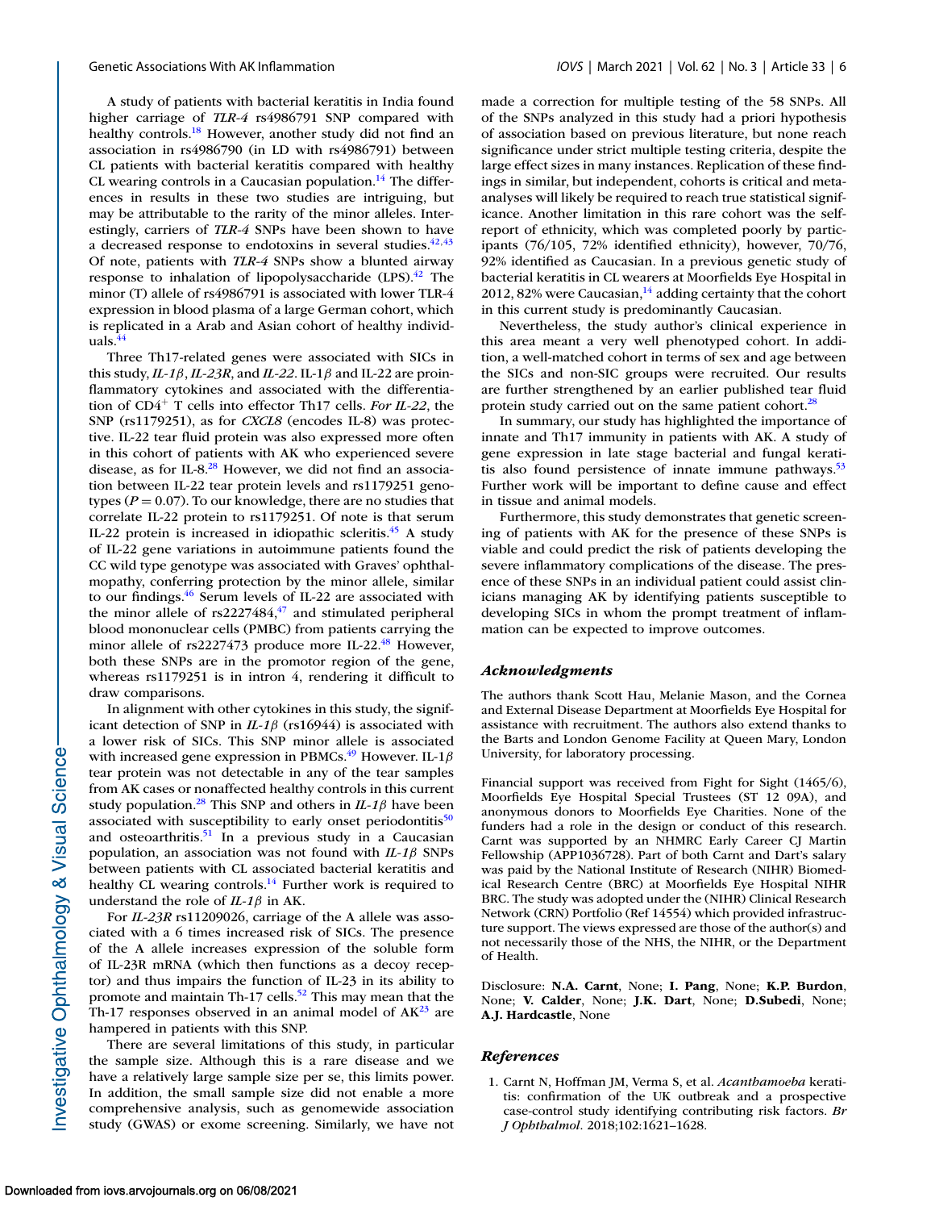A study of patients with bacterial keratitis in India found higher carriage of *TLR-4* rs4986791 SNP compared with healthy controls.[18] However, another study did not find an association in rs4986790 (in LD with rs4986791) between CL patients with bacterial keratitis compared with healthy CL wearing controls in a Caucasian population.[14] The differences in results in these two studies are intriguing, but may be attributable to the rarity of the minor alleles. Interestingly, carriers of *TLR-4* SNPs have been shown to have a decreased response to endotoxins in several studies.[42,43] Of note, patients with *TLR-4* SNPs show a blunted airway response to inhalation of lipopolysaccharide (LPS).[42] The minor (T) allele of rs4986791 is associated with lower TLR-4 expression in blood plasma of a large German cohort, which is replicated in a Arab and Asian cohort of healthy individuals.[44]

Three Th17-related genes were associated with SICs in this study, *IL-1β*, *IL-23R*, and *IL-22*. IL-1β and IL-22 are proinflammatory cytokines and associated with the differentiation of $CD4^+$ T cells into effector Th17 cells. *For IL-22*, the SNP (rs1179251), as for *CXCL8* (encodes IL-8) was protective. IL-22 tear fluid protein was also expressed more often in this cohort of patients with AK who experienced severe disease, as for IL-8.[28] However, we did not find an association between IL-22 tear protein levels and rs1179251 genotypes ($P = 0.07$). To our knowledge, there are no studies that correlate IL-22 protein to rs1179251. Of note is that serum IL-22 protein is increased in idiopathic scleritis.[45] A study of IL-22 gene variations in autoimmune patients found the CC wild type genotype was associated with Graves' ophthalmopathy, conferring protection by the minor allele, similar to our findings.[46] Serum levels of IL-22 are associated with the minor allele of rs2227484,[47] and stimulated peripheral blood mononuclear cells (PMBC) from patients carrying the minor allele of rs2227473 produce more IL-22.[48] However, both these SNPs are in the promotor region of the gene, whereas rs1179251 is in intron 4, rendering it difficult to draw comparisons.

In alignment with other cytokines in this study, the significant detection of SNP in *IL-1β* (rs16944) is associated with a lower risk of SICs. This SNP minor allele is associated with increased gene expression in PBMCs.[49] However. IL-1β tear protein was not detectable in any of the tear samples from AK cases or nonaffected healthy controls in this current study population.[28] This SNP and others in *IL-1β* have been associated with susceptibility to early onset periodontitis[50] and osteoarthritis.[51] In a previous study in a Caucasian population, an association was not found with *IL-1β* SNPs between patients with CL associated bacterial keratitis and healthy CL wearing controls.[14] Further work is required to understand the role of *IL-1β* in AK.

For *IL-23R* rs11209026, carriage of the A allele was associated with a 6 times increased risk of SICs. The presence of the A allele increases expression of the soluble form of IL-23R mRNA (which then functions as a decoy receptor) and thus impairs the function of IL-23 in its ability to promote and maintain Th-17 cells.[52] This may mean that the Th-17 responses observed in an animal model of AK[23] are hampered in patients with this SNP.

There are several limitations of this study, in particular the sample size. Although this is a rare disease and we have a relatively large sample size per se, this limits power. In addition, the small sample size did not enable a more comprehensive analysis, such as genomewide association study (GWAS) or exome screening. Similarly, we have not made a correction for multiple testing of the 58 SNPs. All of the SNPs analyzed in this study had a priori hypothesis of association based on previous literature, but none reach significance under strict multiple testing criteria, despite the large effect sizes in many instances. Replication of these findings in similar, but independent, cohorts is critical and meta-analyses will likely be required to reach true statistical significance. Another limitation in this rare cohort was the self-report of ethnicity, which was completed poorly by participants (76/105, 72% identified ethnicity), however, 70/76, 92% identified as Caucasian. In a previous genetic study of bacterial keratitis in CL wearers at Moorfields Eye Hospital in 2012, 82% were Caucasian,[14] adding certainty that the cohort in this current study is predominantly Caucasian.

Nevertheless, the study author's clinical experience in this area meant a very well phenotyped cohort. In addition, a well-matched cohort in terms of sex and age between the SICs and non-SIC groups were recruited. Our results are further strengthened by an earlier published tear fluid protein study carried out on the same patient cohort.[28]

In summary, our study has highlighted the importance of innate and Th17 immunity in patients with AK. A study of gene expression in late stage bacterial and fungal keratitis also found persistence of innate immune pathways.[53] Further work will be important to define cause and effect in tissue and animal models.

Furthermore, this study demonstrates that genetic screening of patients with AK for the presence of these SNPs is viable and could predict the risk of patients developing the severe inflammatory complications of the disease. The presence of these SNPs in an individual patient could assist clinicians managing AK by identifying patients susceptible to developing SICs in whom the prompt treatment of inflammation can be expected to improve outcomes.

### *Acknowledgments*

The authors thank Scott Hau, Melanie Mason, and the Cornea and External Disease Department at Moorfields Eye Hospital for assistance with recruitment. The authors also extend thanks to the Barts and London Genome Facility at Queen Mary, London University, for laboratory processing.

Financial support was received from Fight for Sight (1465/6), Moorfields Eye Hospital Special Trustees (ST 12 09A), and anonymous donors to Moorfields Eye Charities. None of the funders had a role in the design or conduct of this research. Carnt was supported by an NHMRC Early Career CJ Martin Fellowship (APP1036728). Part of both Carnt and Dart's salary was paid by the National Institute of Research (NIHR) Biomedical Research Centre (BRC) at Moorfields Eye Hospital NIHR BRC. The study was adopted under the (NIHR) Clinical Research Network (CRN) Portfolio (Ref 14554) which provided infrastructure support. The views expressed are those of the author(s) and not necessarily those of the NHS, the NIHR, or the Department of Health.

Disclosure: **N.A. Carnt**, None; **I. Pang**, None; **K.P. Burdon**, None; **V. Calder**, None; **J.K. Dart**, None; **D.Subedi**, None; **A.J. Hardcastle**, None

## *References*

1. Carnt N, Hoffman JM, Verma S, et al. *Acanthamoeba* keratitis: confirmation of the UK outbreak and a prospective case-control study identifying contributing risk factors. *Br J Ophthalmol*. 2018;102:1621–1628.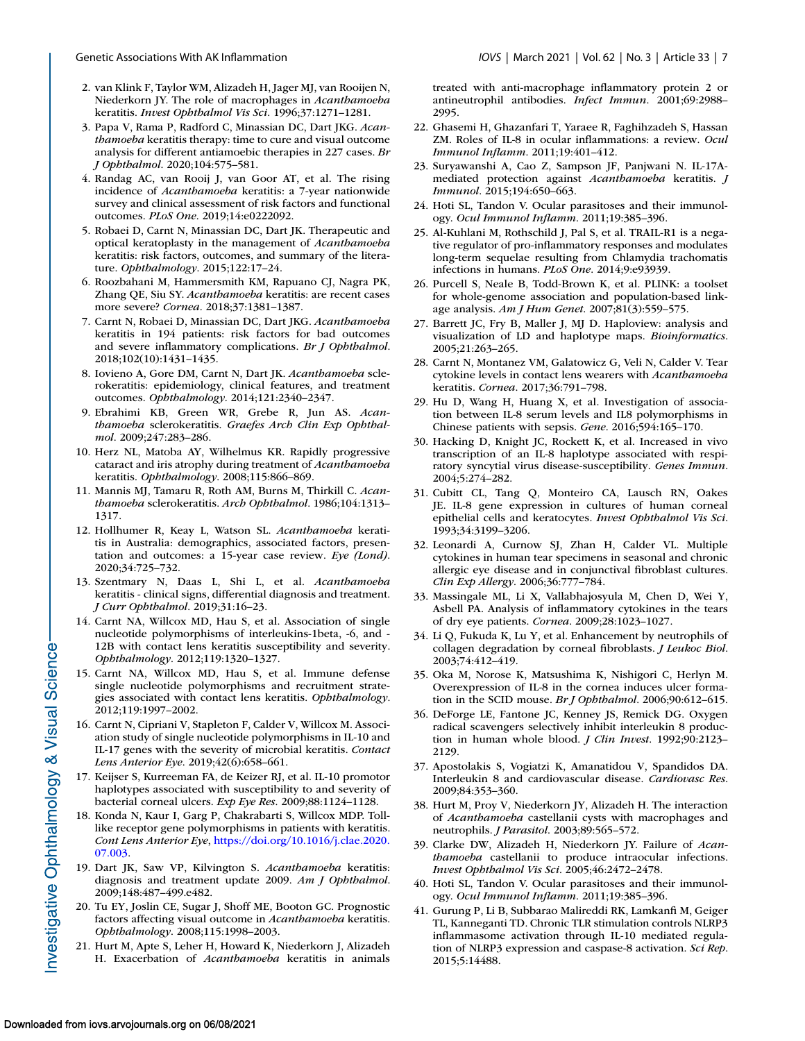2. van Klink F, Taylor WM, Alizadeh H, Jager MJ, van Rooijen N, Niederkorn JY. The role of macrophages in *Acanthamoeba* keratitis. *Invest Ophthalmol Vis Sci*. 1996;37:1271–1281.
3. Papa V, Rama P, Radford C, Minassian DC, Dart JKG. *Acanthamoeba* keratitis therapy: time to cure and visual outcome analysis for different antiamoebic therapies in 227 cases. *Br J Ophthalmol*. 2020;104:575–581.
4. Randag AC, van Rooij J, van Goor AT, et al. The rising incidence of *Acanthamoeba* keratitis: a 7-year nationwide survey and clinical assessment of risk factors and functional outcomes. *PLoS One*. 2019;14:e0222092.
5. Robaei D, Carnt N, Minassian DC, Dart JK. Therapeutic and optical keratoplasty in the management of *Acanthamoeba* keratitis: risk factors, outcomes, and summary of the literature. *Ophthalmology*. 2015;122:17–24.
6. Roozbahani M, Hammersmith KM, Rapuano CJ, Nagra PK, Zhang QE, Siu SY. *Acanthamoeba* keratitis: are recent cases more severe? *Cornea*. 2018;37:1381–1387.
7. Carnt N, Robaei D, Minassian DC, Dart JKG. *Acanthamoeba* keratitis in 194 patients: risk factors for bad outcomes and severe inflammatory complications. *Br J Ophthalmol*. 2018;102(10):1431–1435.
8. Iovieno A, Gore DM, Carnt N, Dart JK. *Acanthamoeba* sclerokeratitis: epidemiology, clinical features, and treatment outcomes. *Ophthalmology*. 2014;121:2340–2347.
9. Ebrahimi KB, Green WR, Grebe R, Jun AS. *Acanthamoeba* sclerokeratitis. *Graefes Arch Clin Exp Ophthalmol*. 2009;247:283–286.
10. Herz NL, Matoba AY, Wilhelmus KR. Rapidly progressive cataract and iris atrophy during treatment of *Acanthamoeba* keratitis. *Ophthalmology*. 2008;115:866–869.
11. Mannis MJ, Tamaru R, Roth AM, Burns M, Thirkill C. *Acanthamoeba* sclerokeratitis. *Arch Ophthalmol*. 1986;104:1313–1317.
12. Hollhumer R, Keay L, Watson SL. *Acanthamoeba* keratitis in Australia: demographics, associated factors, presentation and outcomes: a 15-year case review. *Eye (Lond)*. 2020;34:725–732.
13. Szentmary N, Daas L, Shi L, et al. *Acanthamoeba* keratitis - clinical signs, differential diagnosis and treatment. *J Curr Ophthalmol*. 2019;31:16–23.
14. Carnt NA, Willcox MD, Hau S, et al. Association of single nucleotide polymorphisms of interleukins-1beta, -6, and -12B with contact lens keratitis susceptibility and severity. *Ophthalmology*. 2012;119:1320–1327.
15. Carnt NA, Willcox MD, Hau S, et al. Immune defense single nucleotide polymorphisms and recruitment strategies associated with contact lens keratitis. *Ophthalmology*. 2012;119:1997–2002.
16. Carnt N, Cipriani V, Stapleton F, Calder V, Willcox M. Association study of single nucleotide polymorphisms in IL-10 and IL-17 genes with the severity of microbial keratitis. *Contact Lens Anterior Eye*. 2019;42(6):658–661.
17. Keijser S, Kurreeman FA, de Keizer RJ, et al. IL-10 promotor haplotypes associated with susceptibility to and severity of bacterial corneal ulcers. *Exp Eye Res*. 2009;88:1124–1128.
18. Konda N, Kaur I, Garg P, Chakrabarti S, Willcox MDP. Toll-like receptor gene polymorphisms in patients with keratitis. *Cont Lens Anterior Eye*, https://doi.org/10.1016/j.clae.2020.07.003.
19. Dart JK, Saw VP, Kilvington S. *Acanthamoeba* keratitis: diagnosis and treatment update 2009. *Am J Ophthalmol*. 2009;148:487–499.e482.
20. Tu EY, Joslin CE, Sugar J, Shoff ME, Booton GC. Prognostic factors affecting visual outcome in *Acanthamoeba* keratitis. *Ophthalmology*. 2008;115:1998–2003.
21. Hurt M, Apte S, Leher H, Howard K, Niederkorn J, Alizadeh H. Exacerbation of *Acanthamoeba* keratitis in animals treated with anti-macrophage inflammatory protein 2 or antineutrophil antibodies. *Infect Immun*. 2001;69:2988–2995.
22. Ghasemi H, Ghazanfari T, Yaraee R, Faghihzadeh S, Hassan ZM. Roles of IL-8 in ocular inflammations: a review. *Ocul Immunol Inflamm*. 2011;19:401–412.
23. Suryawanshi A, Cao Z, Sampson JF, Panjwani N. IL-17A-mediated protection against *Acanthamoeba* keratitis. *J Immunol*. 2015;194:650–663.
24. Hoti SL, Tandon V. Ocular parasitoses and their immunology. *Ocul Immunol Inflamm*. 2011;19:385–396.
25. Al-Kuhlani M, Rothschild J, Pal S, et al. TRAIL-R1 is a negative regulator of pro-inflammatory responses and modulates long-term sequelae resulting from Chlamydia trachomatis infections in humans. *PLoS One*. 2014;9:e93939.
26. Purcell S, Neale B, Todd-Brown K, et al. PLINK: a toolset for whole-genome association and population-based linkage analysis. *Am J Hum Genet*. 2007;81(3):559–575.
27. Barrett JC, Fry B, Maller J, MJ D. Haploview: analysis and visualization of LD and haplotype maps. *Bioinformatics*. 2005;21:263–265.
28. Carnt N, Montanez VM, Galatowicz G, Veli N, Calder V. Tear cytokine levels in contact lens wearers with *Acanthamoeba* keratitis. *Cornea*. 2017;36:791–798.
29. Hu D, Wang H, Huang X, et al. Investigation of association between IL-8 serum levels and IL8 polymorphisms in Chinese patients with sepsis. *Gene*. 2016;594:165–170.
30. Hacking D, Knight JC, Rockett K, et al. Increased in vivo transcription of an IL-8 haplotype associated with respiratory syncytial virus disease-susceptibility. *Genes Immun*. 2004;5:274–282.
31. Cubitt CL, Tang Q, Monteiro CA, Lausch RN, Oakes JE. IL-8 gene expression in cultures of human corneal epithelial cells and keratocytes. *Invest Ophthalmol Vis Sci*. 1993;34:3199–3206.
32. Leonardi A, Curnow SJ, Zhan H, Calder VL. Multiple cytokines in human tear specimens in seasonal and chronic allergic eye disease and in conjunctival fibroblast cultures. *Clin Exp Allergy*. 2006;36:777–784.
33. Massingale ML, Li X, Vallabhajosyula M, Chen D, Wei Y, Asbell PA. Analysis of inflammatory cytokines in the tears of dry eye patients. *Cornea*. 2009;28:1023–1027.
34. Li Q, Fukuda K, Lu Y, et al. Enhancement by neutrophils of collagen degradation by corneal fibroblasts. *J Leukoc Biol*. 2003;74:412–419.
35. Oka M, Norose K, Matsushima K, Nishigori C, Herlyn M. Overexpression of IL-8 in the cornea induces ulcer formation in the SCID mouse. *Br J Ophthalmol*. 2006;90:612–615.
36. DeForge LE, Fantone JC, Kenney JS, Remick DG. Oxygen radical scavengers selectively inhibit interleukin 8 production in human whole blood. *J Clin Invest*. 1992;90:2123–2129.
37. Apostolakis S, Vogiatzi K, Amanatidou V, Spandidos DA. Interleukin 8 and cardiovascular disease. *Cardiovasc Res*. 2009;84:353–360.
38. Hurt M, Proy V, Niederkorn JY, Alizadeh H. The interaction of *Acanthamoeba* castellanii cysts with macrophages and neutrophils. *J Parasitol*. 2003;89:565–572.
39. Clarke DW, Alizadeh H, Niederkorn JY. Failure of *Acanthamoeba* castellanii to produce intraocular infections. *Invest Ophthalmol Vis Sci*. 2005;46:2472–2478.
40. Hoti SL, Tandon V. Ocular parasitoses and their immunology. *Ocul Immunol Inflamm*. 2011;19:385–396.
41. Gurung P, Li B, Subbarao Malireddi RK, Lamkanfi M, Geiger TL, Kanneganti TD. Chronic TLR stimulation controls NLRP3 inflammasome activation through IL-10 mediated regulation of NLRP3 expression and caspase-8 activation. *Sci Rep*. 2015;5:14488.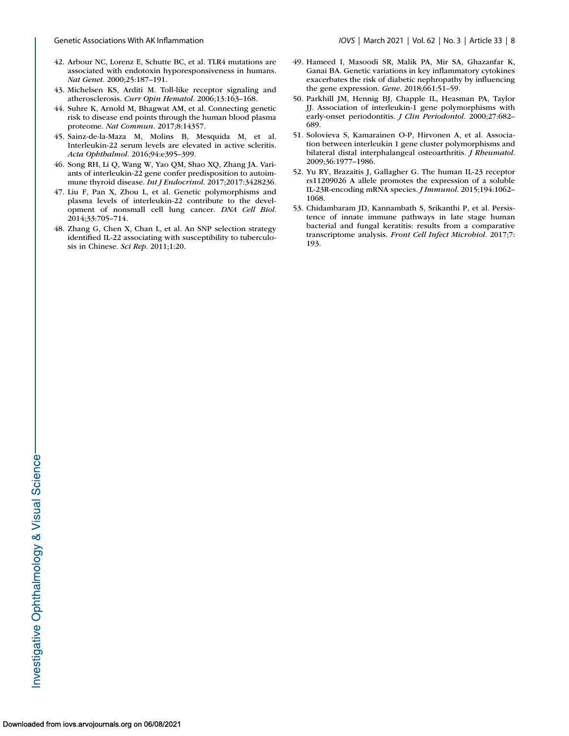42. Arbour NC, Lorenz E, Schutte BC, et al. TLR4 mutations are associated with endotoxin hyporesponsiveness in humans. *Nat Genet*. 2000;25:187–191.
43. Michelsen KS, Arditi M. Toll-like receptor signaling and atherosclerosis. *Curr Opin Hematol*. 2006;13:163–168.
44. Suhre K, Arnold M, Bhagwat AM, et al. Connecting genetic risk to disease end points through the human blood plasma proteome. *Nat Commun*. 2017;8:14357.
45. Sainz-de-la-Maza M, Molins B, Mesquida M, et al. Interleukin-22 serum levels are elevated in active scleritis. *Acta Ophthalmol*. 2016;94:e395–399.
46. Song RH, Li Q, Wang W, Yao QM, Shao XQ, Zhang JA. Variants of interleukin-22 gene confer predisposition to autoimmune thyroid disease. *Int J Endocrinol*. 2017;2017:3428236.
47. Liu F, Pan X, Zhou L, et al. Genetic polymorphisms and plasma levels of interleukin-22 contribute to the development of nonsmall cell lung cancer. *DNA Cell Biol*. 2014;33:705–714.
48. Zhang G, Chen X, Chan L, et al. An SNP selection strategy identified IL-22 associating with susceptibility to tuberculosis in Chinese. *Sci Rep*. 2011;1:20.
49. Hameed I, Masoodi SR, Malik PA, Mir SA, Ghazanfar K, Ganai BA. Genetic variations in key inflammatory cytokines exacerbates the risk of diabetic nephropathy by influencing the gene expression. *Gene*. 2018;661:51–59.
50. Parkhill JM, Hennig BJ, Chapple IL, Heasman PA, Taylor JJ. Association of interleukin-1 gene polymorphisms with early-onset periodontitis. *J Clin Periodontol*. 2000;27:682–689.
51. Solovieva S, Kamarainen O-P, Hirvonen A, et al. Association between interleukin 1 gene cluster polymorphisms and bilateral distal interphalangeal osteoarthritis. *J Rheumatol*. 2009;36:1977–1986.
52. Yu RY, Brazaitis J, Gallagher G. The human IL-23 receptor rs11209026 A allele promotes the expression of a soluble IL-23R-encoding mRNA species. *J Immunol*. 2015;194:1062–1068.
53. Chidambaram JD, Kannambath S, Srikanthi P, et al. Persistence of innate immune pathways in late stage human bacterial and fungal keratitis: results from a comparative transcriptome analysis. *Front Cell Infect Microbiol*. 2017;7:193.